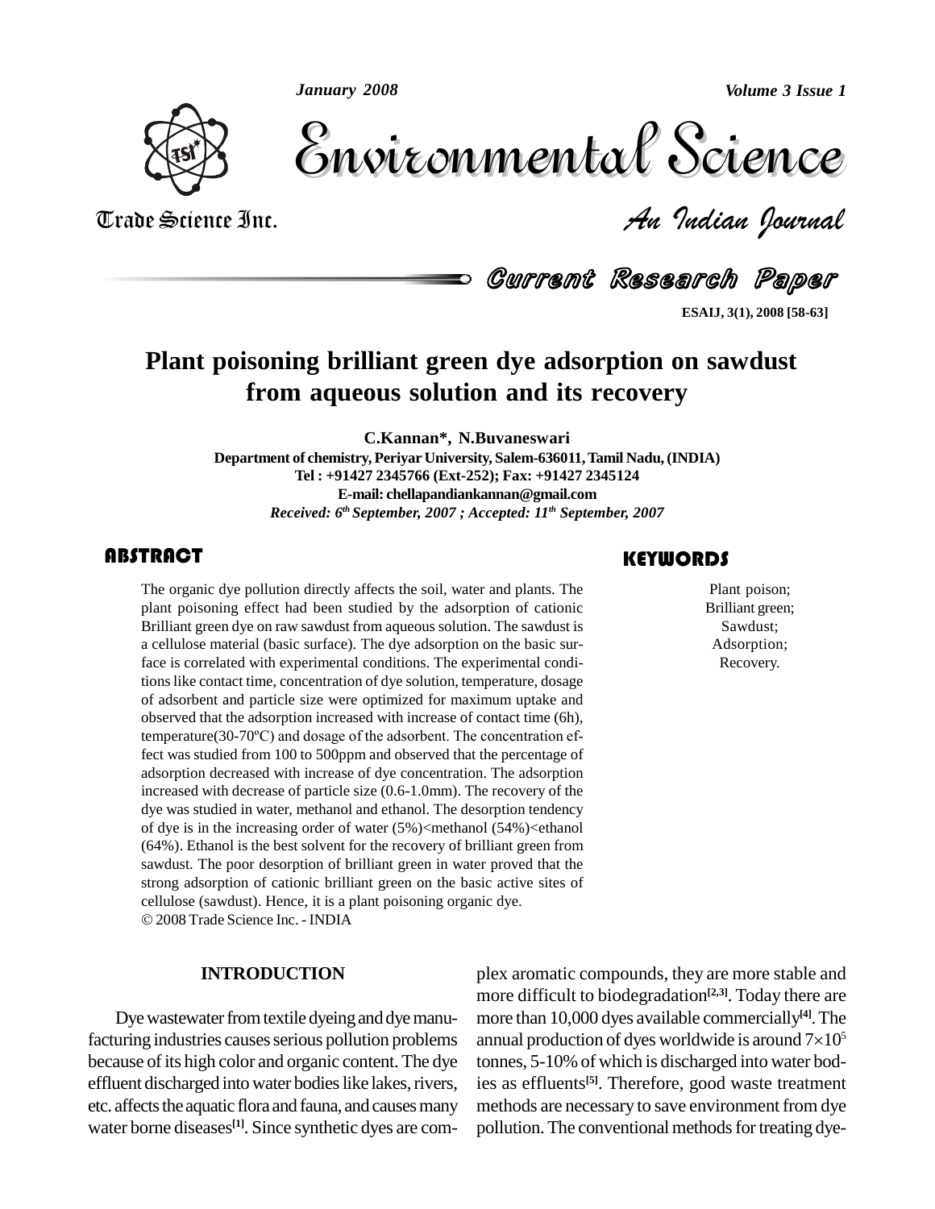# Plant poisoning brilliant green dye adsorption on sawdust from aqueous solution and its recovery

**C.Kannan*, N.Buvaneswari**

**Department of chemistry, Periyar University, Salem-636011, Tamil Nadu, (INDIA)**
**Tel : +91427 2345766 (Ext-252); Fax: +91427 2345124**
**E-mail: chellapandiankannan@gmail.com**

*Received: 6th September, 2007 ; Accepted: 11th September, 2007*

## ABSTRACT

The organic dye pollution directly affects the soil, water and plants. The plant poisoning effect had been studied by the adsorption of cationic Brilliant green dye on raw sawdust from aqueous solution. The sawdust is a cellulose material (basic surface). The dye adsorption on the basic surface is correlated with experimental conditions. The experimental conditions like contact time, concentration of dye solution, temperature, dosage of adsorbent and particle size were optimized for maximum uptake and observed that the adsorption increased with increase of contact time (6h), temperature(30-70ºC) and dosage of the adsorbent. The concentration effect was studied from 100 to 500ppm and observed that the percentage of adsorption decreased with increase of dye concentration. The adsorption increased with decrease of particle size (0.6-1.0mm). The recovery of the dye was studied in water, methanol and ethanol. The desorption tendency of dye is in the increasing order of water (5%)<methanol (54%)<ethanol (64%). Ethanol is the best solvent for the recovery of brilliant green from sawdust. The poor desorption of brilliant green in water proved that the strong adsorption of cationic brilliant green on the basic active sites of cellulose (sawdust). Hence, it is a plant poisoning organic dye.

© 2008 Trade Science Inc. - INDIA

## KEYWORDS

Plant poison;
Brilliant green;
Sawdust;
Adsorption;
Recovery.

## INTRODUCTION

Dye wastewater from textile dyeing and dye manufacturing industries causes serious pollution problems because of its high color and organic content. The dye effluent discharged into water bodies like lakes, rivers, etc. affects the aquatic flora and fauna, and causes many water borne diseases[1]. Since synthetic dyes are complex aromatic compounds, they are more stable and more difficult to biodegradation[2,3]. Today there are more than 10,000 dyes available commercially[4]. The annual production of dyes worldwide is around $7\times10^5$ tonnes, 5-10% of which is discharged into water bodies as effluents[5]. Therefore, good waste treatment methods are necessary to save environment from dye pollution. The conventional methods for treating dye-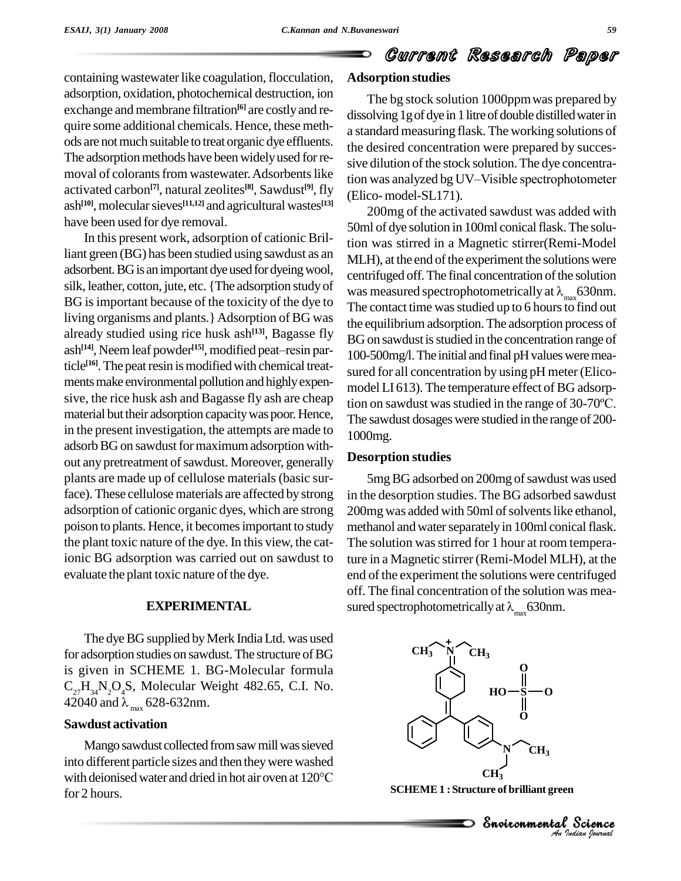containing wastewater like coagulation, flocculation, adsorption, oxidation, photochemical destruction, ion exchange and membrane filtration[6] are costly and require some additional chemicals. Hence, these methods are not much suitable to treat organic dye effluents. The adsorption methods have been widely used for removal of colorants from wastewater. Adsorbents like activated carbon[7], natural zeolites[8], Sawdust[9], fly ash[10], molecular sieves[11,12] and agricultural wastes[13] have been used for dye removal.

In this present work, adsorption of cationic Brilliant green (BG) has been studied using sawdust as an adsorbent. BG is an important dye used for dyeing wool, silk, leather, cotton, jute, etc. {The adsorption study of BG is important because of the toxicity of the dye to living organisms and plants.} Adsorption of BG was already studied using rice husk ash[13], Bagasse fly ash[14], Neem leaf powder[15], modified peat–resin particle[16]. The peat resin is modified with chemical treatments make environmental pollution and highly expensive, the rice husk ash and Bagasse fly ash are cheap material but their adsorption capacity was poor. Hence, in the present investigation, the attempts are made to adsorb BG on sawdust for maximum adsorption without any pretreatment of sawdust. Moreover, generally plants are made up of cellulose materials (basic surface). These cellulose materials are affected by strong adsorption of cationic organic dyes, which are strong poison to plants. Hence, it becomes important to study the plant toxic nature of the dye. In this view, the cationic BG adsorption was carried out on sawdust to evaluate the plant toxic nature of the dye.

## EXPERIMENTAL

The dye BG supplied by Merk India Ltd. was used for adsorption studies on sawdust. The structure of BG is given in SCHEME 1. BG-Molecular formula $C_{27}H_{34}N_2O_4S$, Molecular Weight 482.65, C.I. No. 42040 and $\lambda_{max}$ 628-632nm.

### Sawdust activation

Mango sawdust collected from saw mill was sieved into different particle sizes and then they were washed with deionised water and dried in hot air oven at 120°C for 2 hours.

### Adsorption studies

The bg stock solution 1000ppm was prepared by dissolving 1g of dye in 1 litre of double distilled water in a standard measuring flask. The working solutions of the desired concentration were prepared by successive dilution of the stock solution. The dye concentration was analyzed bg UV–Visible spectrophotometer (Elico- model-SL171).

200mg of the activated sawdust was added with 50ml of dye solution in 100ml conical flask. The solution was stirred in a Magnetic stirrer(Remi-Model MLH), at the end of the experiment the solutions were centrifuged off. The final concentration of the solution was measured spectrophotometrically at $\lambda_{max}$ 630nm. The contact time was studied up to 6 hours to find out the equilibrium adsorption. The adsorption process of BG on sawdust is studied in the concentration range of 100-500mg/l. The initial and final pH values were measured for all concentration by using pH meter (Elico-model LI 613). The temperature effect of BG adsorption on sawdust was studied in the range of 30-70ºC. The sawdust dosages were studied in the range of 200-1000mg.

### Desorption studies

5mg BG adsorbed on 200mg of sawdust was used in the desorption studies. The BG adsorbed sawdust 200mg was added with 50ml of solvents like ethanol, methanol and water separately in 100ml conical flask. The solution was stirred for 1 hour at room temperature in a Magnetic stirrer (Remi-Model MLH), at the end of the experiment the solutions were centrifuged off. The final concentration of the solution was measured spectrophotometrically at $\lambda_{max}$ 630nm.

SCHEME 1 : Structure of brilliant green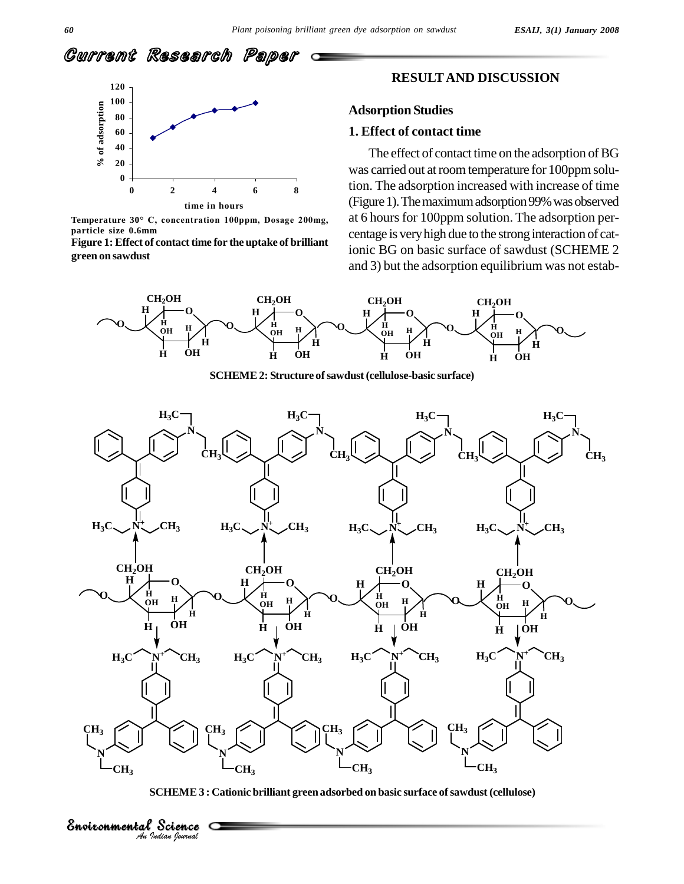Temperature 30° C, concentration 100ppm, Dosage 200mg, particle size 0.6mm

**Figure 1: Effect of contact time for the uptake of brilliant green on sawdust**

## RESULT AND DISCUSSION

### Adsorption Studies

### 1. Effect of contact time

The effect of contact time on the adsorption of BG was carried out at room temperature for 100ppm solution. The adsorption increased with increase of time (Figure 1). The maximum adsorption 99% was observed at 6 hours for 100ppm solution. The adsorption percentage is very high due to the strong interaction of cationic BG on basic surface of sawdust (SCHEME 2 and 3) but the adsorption equilibrium was not estab-

**SCHEME 2: Structure of sawdust (cellulose-basic surface)**

**SCHEME 3 : Cationic brilliant green adsorbed on basic surface of sawdust (cellulose)**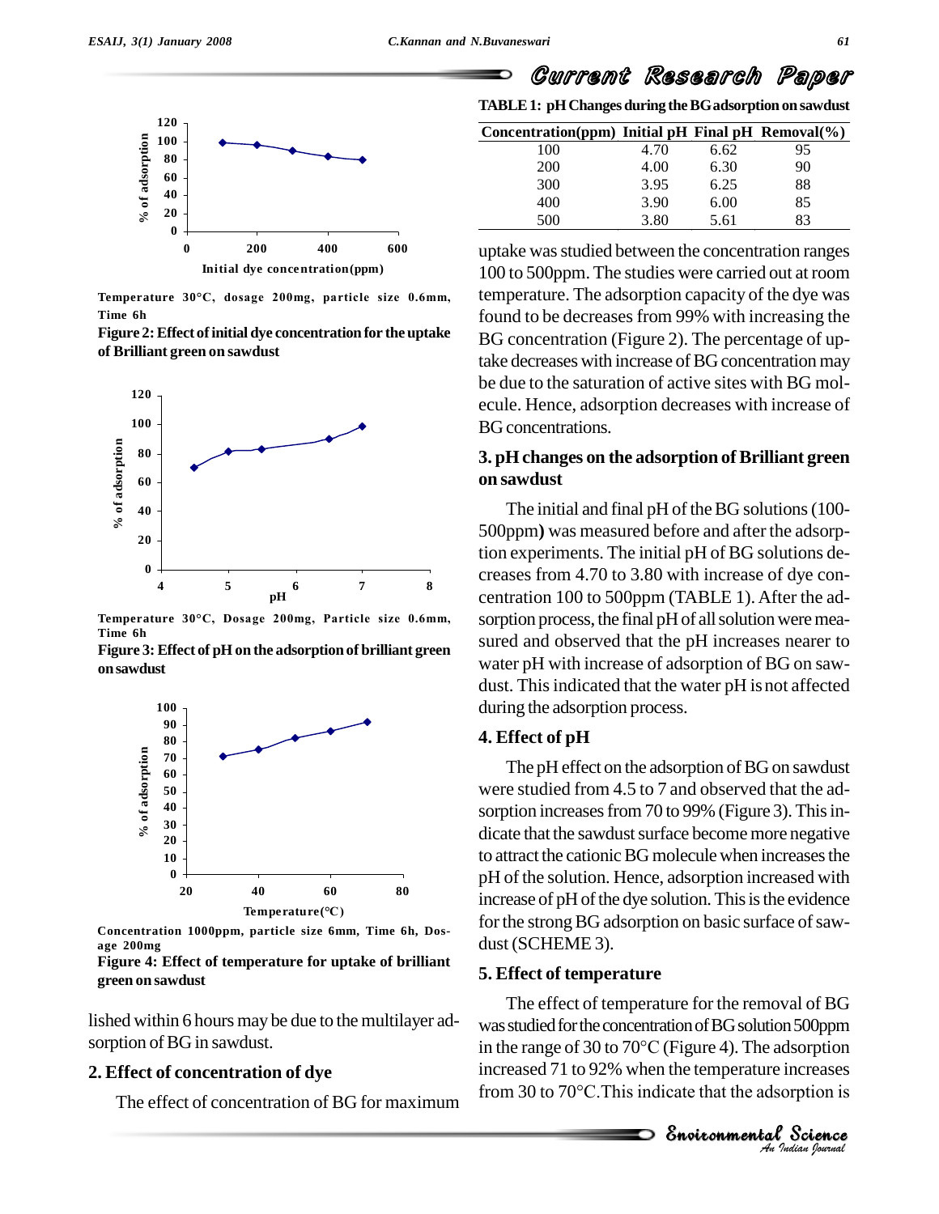Temperature 30°C, dosage 200mg, particle size 0.6mm, Time 6h

**Figure 2: Effect of initial dye concentration for the uptake of Brilliant green on sawdust**

Temperature 30°C, Dosage 200mg, Particle size 0.6mm, Time 6h

**Figure 3: Effect of pH on the adsorption of brilliant green on sawdust**

Concentration 1000ppm, particle size 6mm, Time 6h, Dosage 200mg

**Figure 4: Effect of temperature for uptake of brilliant green on sawdust**

lished within 6 hours may be due to the multilayer adsorption of BG in sawdust.

## 2. Effect of concentration of dye

The effect of concentration of BG for maximum uptake was studied between the concentration ranges 100 to 500ppm. The studies were carried out at room temperature. The adsorption capacity of the dye was found to be decreases from 99% with increasing the BG concentration (Figure 2). The percentage of uptake decreases with increase of BG concentration may be due to the saturation of active sites with BG molecule. Hence, adsorption decreases with increase of BG concentrations.

**TABLE 1: pH Changes during the BG adsorption on sawdust**

| Concentration(ppm) | Initial pH | Final pH | Removal(%) |
|---|---|---|---|
| 100 | 4.70 | 6.62 | 95 |
| 200 | 4.00 | 6.30 | 90 |
| 300 | 3.95 | 6.25 | 88 |
| 400 | 3.90 | 6.00 | 85 |
| 500 | 3.80 | 5.61 | 83 |

## 3. pH changes on the adsorption of Brilliant green on sawdust

The initial and final pH of the BG solutions (100-500ppm**)** was measured before and after the adsorption experiments. The initial pH of BG solutions decreases from 4.70 to 3.80 with increase of dye concentration 100 to 500ppm (TABLE 1). After the adsorption process, the final pH of all solution were measured and observed that the pH increases nearer to water pH with increase of adsorption of BG on sawdust. This indicated that the water pH is not affected during the adsorption process.

## 4. Effect of pH

The pH effect on the adsorption of BG on sawdust were studied from 4.5 to 7 and observed that the adsorption increases from 70 to 99% (Figure 3). This indicate that the sawdust surface become more negative to attract the cationic BG molecule when increases the pH of the solution. Hence, adsorption increased with increase of pH of the dye solution. This is the evidence for the strong BG adsorption on basic surface of sawdust (SCHEME 3).

## 5. Effect of temperature

The effect of temperature for the removal of BG was studied for the concentration of BG solution 500ppm in the range of 30 to 70°C (Figure 4). The adsorption increased 71 to 92% when the temperature increases from 30 to 70°C.This indicate that the adsorption is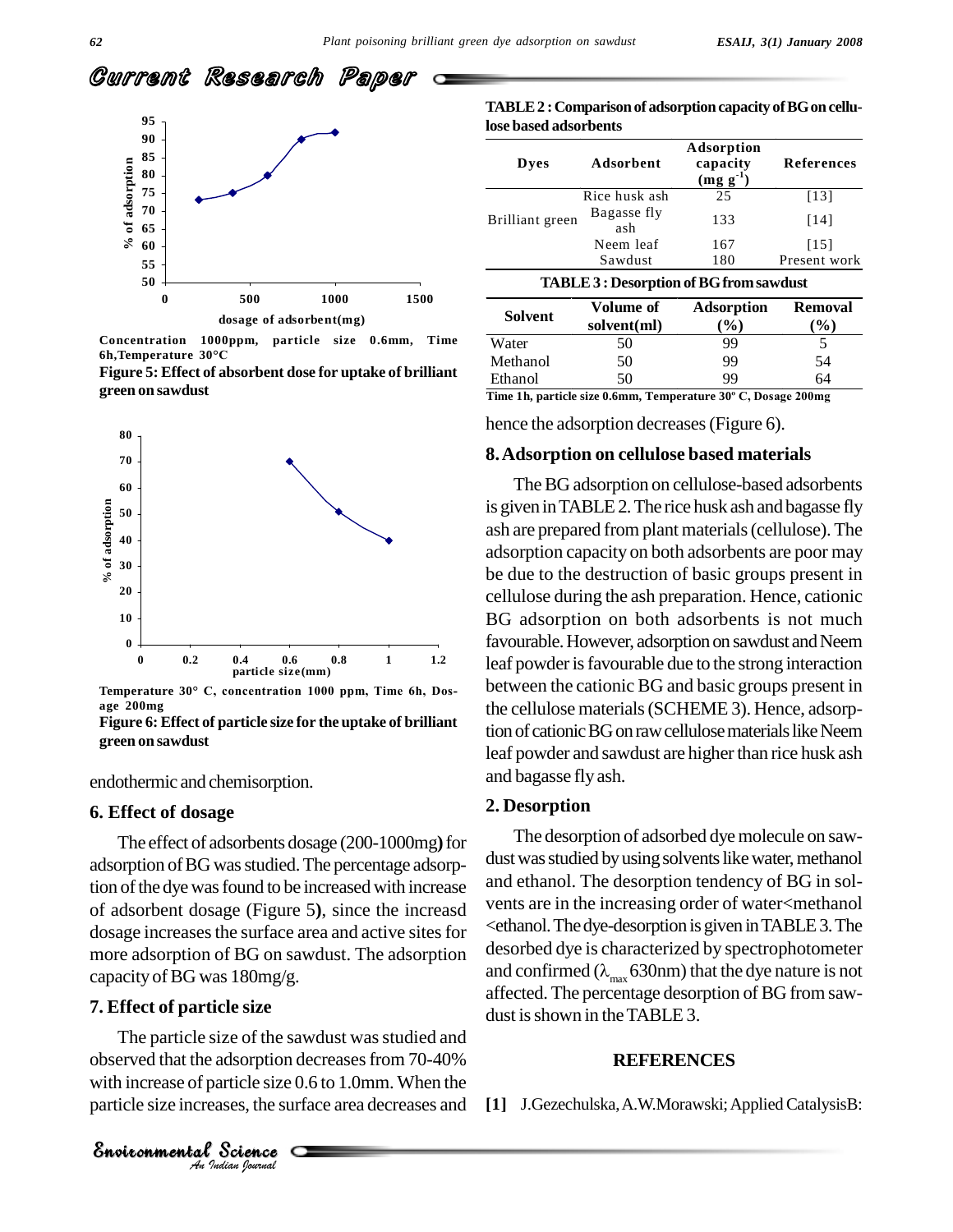Concentration 1000ppm, particle size 0.6mm, Time 6h, Temperature 30°C

**Figure 5: Effect of absorbent dose for uptake of brilliant green on sawdust**

Temperature 30° C, concentration 1000 ppm, Time 6h, Dosage 200mg

**Figure 6: Effect of particle size for the uptake of brilliant green on sawdust**

endothermic and chemisorption.

## 6. Effect of dosage

The effect of adsorbents dosage (200-1000mg**)** for adsorption of BG was studied. The percentage adsorption of the dye was found to be increased with increase of adsorbent dosage (Figure 5**)**, since the increasd dosage increases the surface area and active sites for more adsorption of BG on sawdust. The adsorption capacity of BG was 180mg/g.

## 7. Effect of particle size

The particle size of the sawdust was studied and observed that the adsorption decreases from 70-40% with increase of particle size 0.6 to 1.0mm. When the particle size increases, the surface area decreases and hence the adsorption decreases (Figure 6).

**TABLE 2 : Comparison of adsorption capacity of BG on cellulose based adsorbents**

| Dyes | Adsorbent | Adsorption capacity ($mg\ g^{-1}$) | References |
|---|---|---|---|
| Brilliant green | Rice husk ash | 25 | [13] |
| | Bagasse fly ash | 133 | [14] |
| | Neem leaf | 167 | [15] |
| | Sawdust | 180 | Present work |

**TABLE 3 : Desorption of BG from sawdust**

| Solvent | Volume of solvent(ml) | Adsorption (%) | Removal (%) |
|---|---|---|---|
| Water | 50 | 99 | 5 |
| Methanol | 50 | 99 | 54 |
| Ethanol | 50 | 99 | 64 |

Time 1h, particle size 0.6mm, Temperature 30° C, Dosage 200mg

## 8. Adsorption on cellulose based materials

The BG adsorption on cellulose-based adsorbents is given in TABLE 2. The rice husk ash and bagasse fly ash are prepared from plant materials (cellulose). The adsorption capacity on both adsorbents are poor may be due to the destruction of basic groups present in cellulose during the ash preparation. Hence, cationic BG adsorption on both adsorbents is not much favourable. However, adsorption on sawdust and Neem leaf powder is favourable due to the strong interaction between the cationic BG and basic groups present in the cellulose materials (SCHEME 3). Hence, adsorption of cationic BG on raw cellulose materials like Neem leaf powder and sawdust are higher than rice husk ash and bagasse fly ash.

## 2. Desorption

The desorption of adsorbed dye molecule on sawdust was studied by using solvents like water, methanol and ethanol. The desorption tendency of BG in solvents are in the increasing order of water<methanol <ethanol. The dye-desorption is given in TABLE 3. The desorbed dye is characterized by spectrophotometer and confirmed ($\lambda_{max}$ 630nm) that the dye nature is not affected. The percentage desorption of BG from sawdust is shown in the TABLE 3.

## REFERENCES

**[1]** J.Gezechulska, A.W.Morawski; Applied CatalysisB: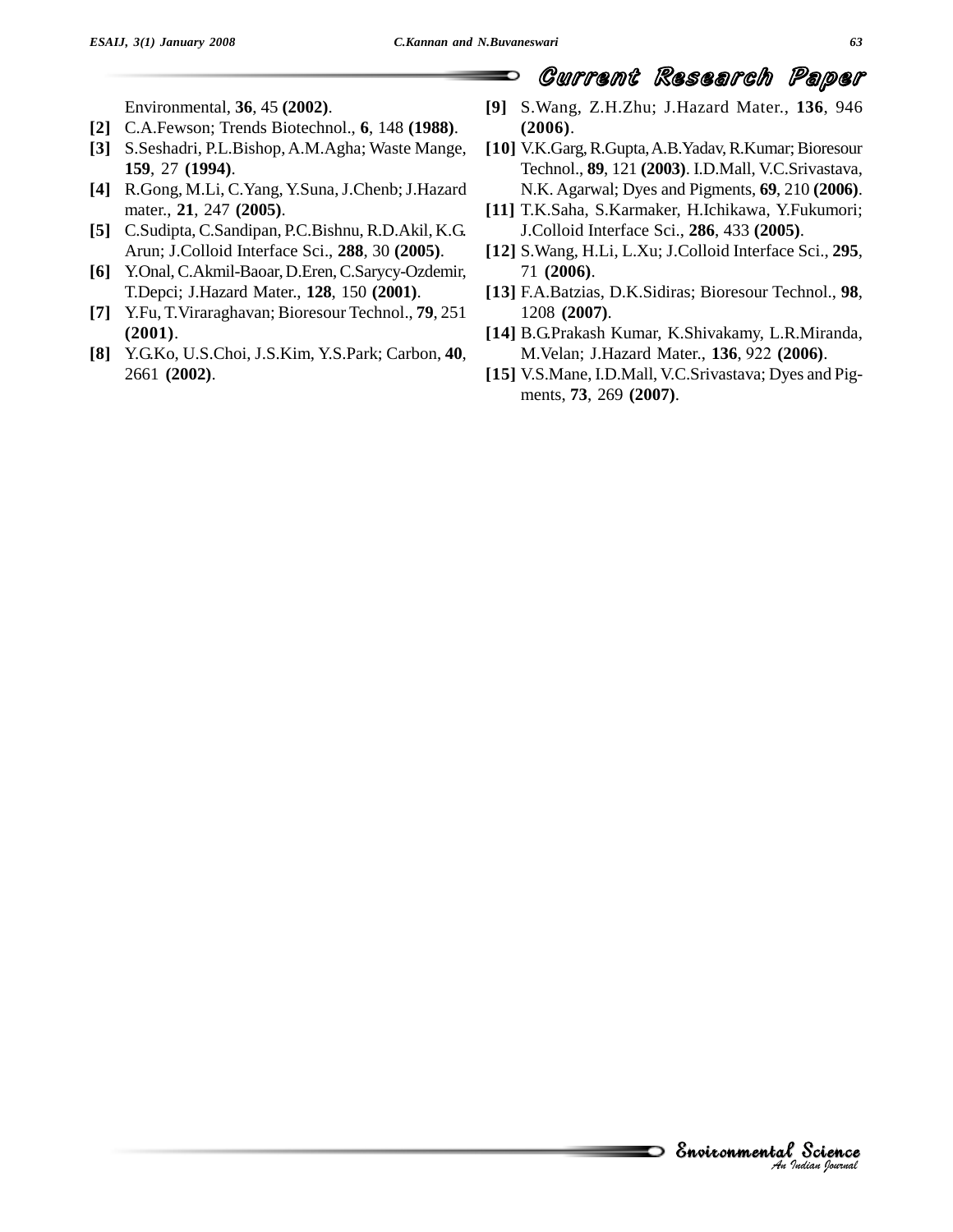Environmental, **36**, 45 **(2002)**.

**[2]** C.A.Fewson; Trends Biotechnol., **6**, 148 **(1988)**.

**[3]** S.Seshadri, P.L.Bishop, A.M.Agha; Waste Mange, **159**, 27 **(1994)**.

**[4]** R.Gong, M.Li, C.Yang, Y.Suna, J.Chenb; J.Hazard mater., **21**, 247 **(2005)**.

**[5]** C.Sudipta, C.Sandipan, P.C.Bishnu, R.D.Akil, K.G. Arun; J.Colloid Interface Sci., **288**, 30 **(2005)**.

**[6]** Y.Onal, C.Akmil-Baoar, D.Eren, C.Sarycy-Ozdemir, T.Depci; J.Hazard Mater., **128**, 150 **(2001)**.

**[7]** Y.Fu, T.Viraraghavan; Bioresour Technol., **79**, 251 **(2001)**.

**[8]** Y.G.Ko, U.S.Choi, J.S.Kim, Y.S.Park; Carbon, **40**, 2661 **(2002)**.

**[9]** S.Wang, Z.H.Zhu; J.Hazard Mater., **136**, 946 **(2006)**.

**[10]** V.K.Garg, R.Gupta, A.B.Yadav, R.Kumar; Bioresour Technol., **89**, 121 **(2003)**. I.D.Mall, V.C.Srivastava, N.K. Agarwal; Dyes and Pigments, **69**, 210 **(2006)**.

**[11]** T.K.Saha, S.Karmaker, H.Ichikawa, Y.Fukumori; J.Colloid Interface Sci., **286**, 433 **(2005)**.

**[12]** S.Wang, H.Li, L.Xu; J.Colloid Interface Sci., **295**, 71 **(2006)**.

**[13]** F.A.Batzias, D.K.Sidiras; Bioresour Technol., **98**, 1208 **(2007)**.

**[14]** B.G.Prakash Kumar, K.Shivakamy, L.R.Miranda, M.Velan; J.Hazard Mater., **136**, 922 **(2006)**.

**[15]** V.S.Mane, I.D.Mall, V.C.Srivastava; Dyes and Pigments, **73**, 269 **(2007)**.